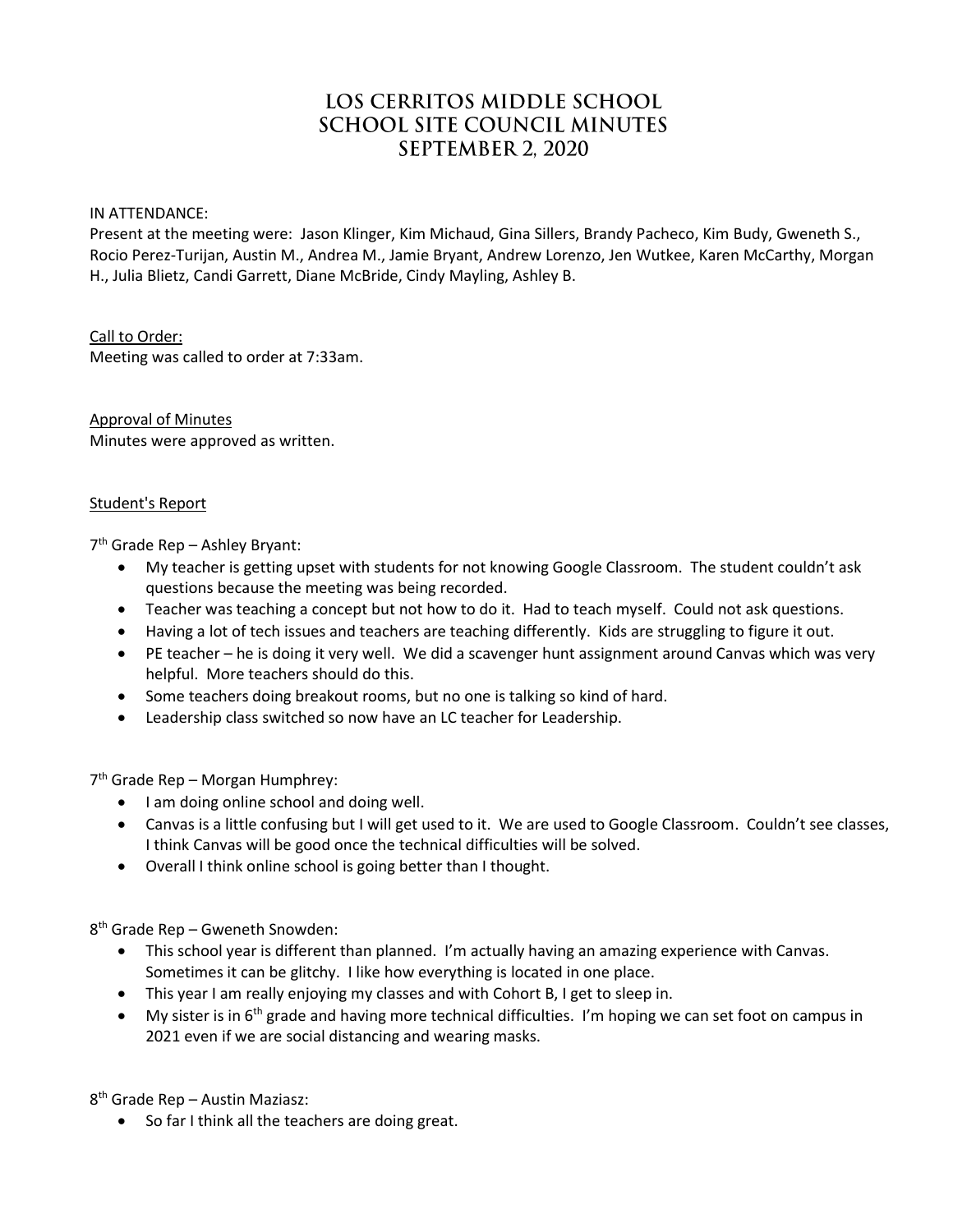# LOS CERRITOS MIDDLE SCHOOL
# SCHOOL SITE COUNCIL MINUTES
# SEPTEMBER 2, 2020

IN ATTENDANCE:

Present at the meeting were: Jason Klinger, Kim Michaud, Gina Sillers, Brandy Pacheco, Kim Budy, Gweneth S., Rocio Perez-Turijan, Austin M., Andrea M., Jamie Bryant, Andrew Lorenzo, Jen Wutkee, Karen McCarthy, Morgan H., Julia Blietz, Candi Garrett, Diane McBride, Cindy Mayling, Ashley B.

<u>Call to Order:</u>

Meeting was called to order at 7:33am.

<u>Approval of Minutes</u>

Minutes were approved as written.

<u>Student's Report</u>

7th Grade Rep – Ashley Bryant:

- My teacher is getting upset with students for not knowing Google Classroom. The student couldn't ask questions because the meeting was being recorded.
- Teacher was teaching a concept but not how to do it. Had to teach myself. Could not ask questions.
- Having a lot of tech issues and teachers are teaching differently. Kids are struggling to figure it out.
- PE teacher – he is doing it very well. We did a scavenger hunt assignment around Canvas which was very helpful. More teachers should do this.
- Some teachers doing breakout rooms, but no one is talking so kind of hard.
- Leadership class switched so now have an LC teacher for Leadership.

7th Grade Rep – Morgan Humphrey:

- I am doing online school and doing well.
- Canvas is a little confusing but I will get used to it. We are used to Google Classroom. Couldn't see classes, I think Canvas will be good once the technical difficulties will be solved.
- Overall I think online school is going better than I thought.

8th Grade Rep – Gweneth Snowden:

- This school year is different than planned. I'm actually having an amazing experience with Canvas. Sometimes it can be glitchy. I like how everything is located in one place.
- This year I am really enjoying my classes and with Cohort B, I get to sleep in.
- My sister is in 6th grade and having more technical difficulties. I'm hoping we can set foot on campus in 2021 even if we are social distancing and wearing masks.

8th Grade Rep – Austin Maziasz:

- So far I think all the teachers are doing great.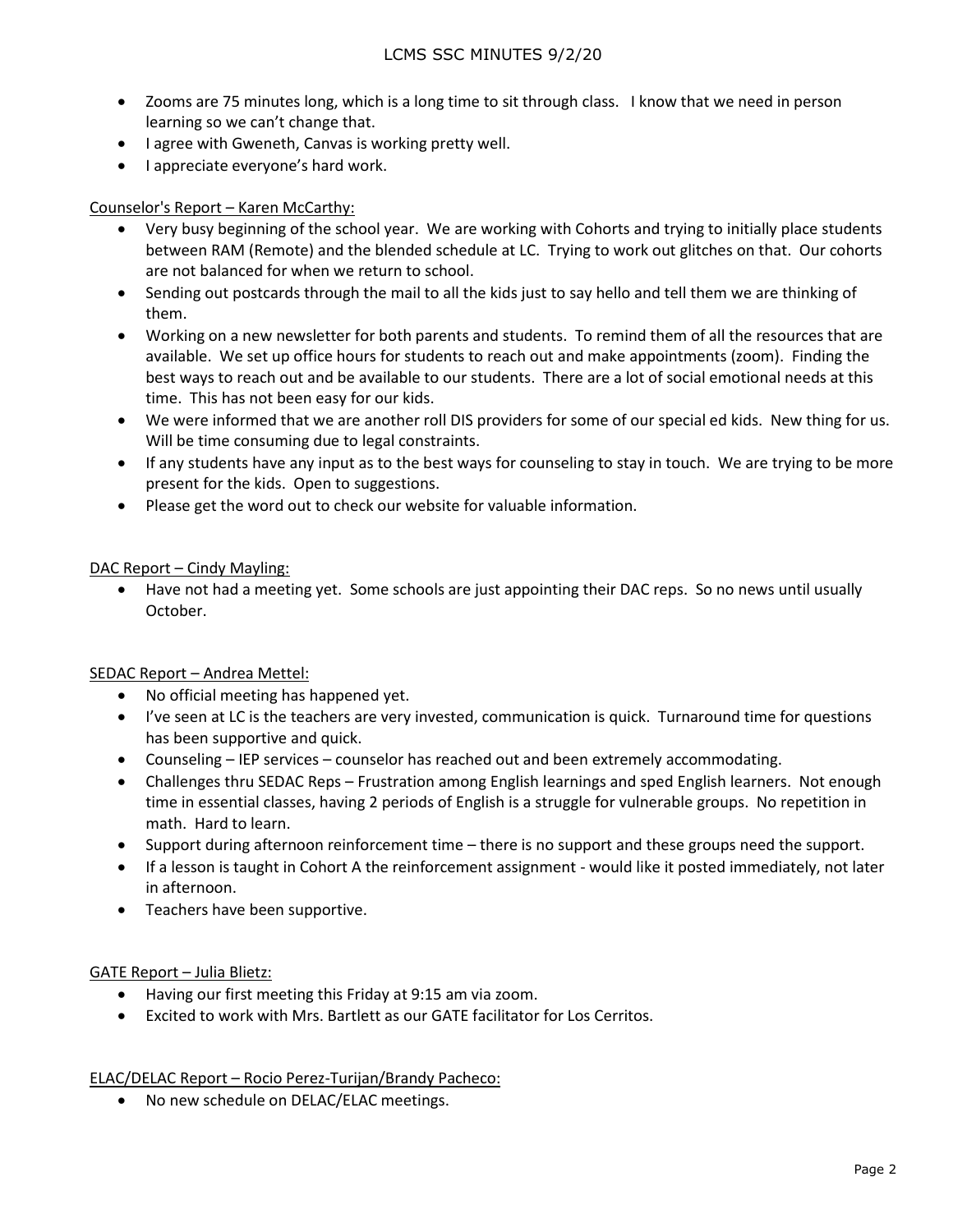- Zooms are 75 minutes long, which is a long time to sit through class. I know that we need in person learning so we can't change that.
- I agree with Gweneth, Canvas is working pretty well.
- I appreciate everyone's hard work.

Counselor's Report – Karen McCarthy:

- Very busy beginning of the school year. We are working with Cohorts and trying to initially place students between RAM (Remote) and the blended schedule at LC. Trying to work out glitches on that. Our cohorts are not balanced for when we return to school.
- Sending out postcards through the mail to all the kids just to say hello and tell them we are thinking of them.
- Working on a new newsletter for both parents and students. To remind them of all the resources that are available. We set up office hours for students to reach out and make appointments (zoom). Finding the best ways to reach out and be available to our students. There are a lot of social emotional needs at this time. This has not been easy for our kids.
- We were informed that we are another roll DIS providers for some of our special ed kids. New thing for us. Will be time consuming due to legal constraints.
- If any students have any input as to the best ways for counseling to stay in touch. We are trying to be more present for the kids. Open to suggestions.
- Please get the word out to check our website for valuable information.

DAC Report – Cindy Mayling:

- Have not had a meeting yet. Some schools are just appointing their DAC reps. So no news until usually October.

SEDAC Report – Andrea Mettel:

- No official meeting has happened yet.
- I've seen at LC is the teachers are very invested, communication is quick. Turnaround time for questions has been supportive and quick.
- Counseling – IEP services – counselor has reached out and been extremely accommodating.
- Challenges thru SEDAC Reps – Frustration among English learnings and sped English learners. Not enough time in essential classes, having 2 periods of English is a struggle for vulnerable groups. No repetition in math. Hard to learn.
- Support during afternoon reinforcement time – there is no support and these groups need the support.
- If a lesson is taught in Cohort A the reinforcement assignment - would like it posted immediately, not later in afternoon.
- Teachers have been supportive.

GATE Report – Julia Blietz:

- Having our first meeting this Friday at 9:15 am via zoom.
- Excited to work with Mrs. Bartlett as our GATE facilitator for Los Cerritos.

ELAC/DELAC Report – Rocio Perez-Turijan/Brandy Pacheco:

- No new schedule on DELAC/ELAC meetings.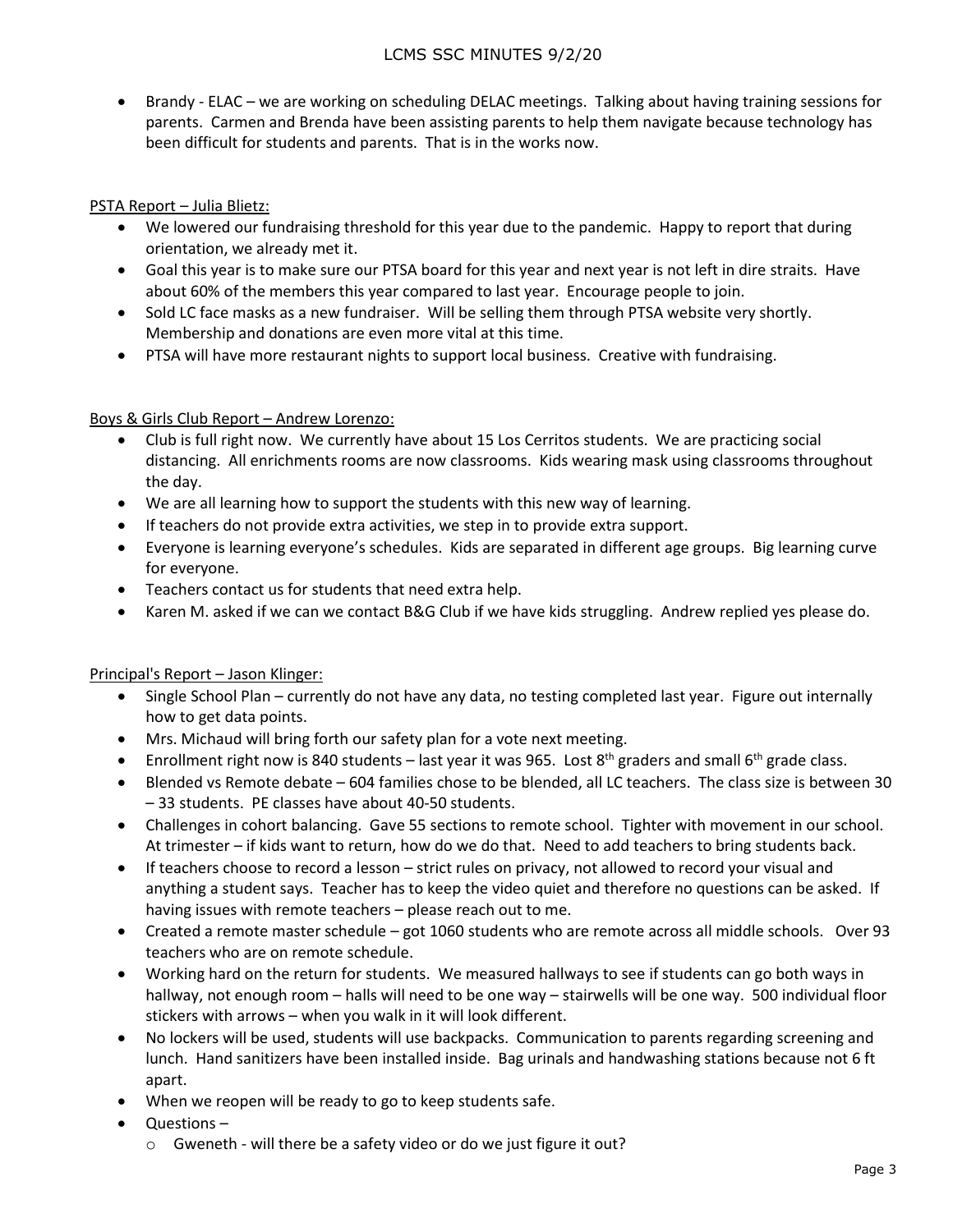- Brandy - ELAC – we are working on scheduling DELAC meetings. Talking about having training sessions for parents. Carmen and Brenda have been assisting parents to help them navigate because technology has been difficult for students and parents. That is in the works now.

PSTA Report – Julia Blietz:

- We lowered our fundraising threshold for this year due to the pandemic. Happy to report that during orientation, we already met it.
- Goal this year is to make sure our PTSA board for this year and next year is not left in dire straits. Have about 60% of the members this year compared to last year. Encourage people to join.
- Sold LC face masks as a new fundraiser. Will be selling them through PTSA website very shortly. Membership and donations are even more vital at this time.
- PTSA will have more restaurant nights to support local business. Creative with fundraising.

Boys & Girls Club Report – Andrew Lorenzo:

- Club is full right now. We currently have about 15 Los Cerritos students. We are practicing social distancing. All enrichments rooms are now classrooms. Kids wearing mask using classrooms throughout the day.
- We are all learning how to support the students with this new way of learning.
- If teachers do not provide extra activities, we step in to provide extra support.
- Everyone is learning everyone's schedules. Kids are separated in different age groups. Big learning curve for everyone.
- Teachers contact us for students that need extra help.
- Karen M. asked if we can we contact B&G Club if we have kids struggling. Andrew replied yes please do.

Principal's Report – Jason Klinger:

- Single School Plan – currently do not have any data, no testing completed last year. Figure out internally how to get data points.
- Mrs. Michaud will bring forth our safety plan for a vote next meeting.
- Enrollment right now is 840 students – last year it was 965. Lost 8th graders and small 6th grade class.
- Blended vs Remote debate – 604 families chose to be blended, all LC teachers. The class size is between 30 – 33 students. PE classes have about 40-50 students.
- Challenges in cohort balancing. Gave 55 sections to remote school. Tighter with movement in our school. At trimester – if kids want to return, how do we do that. Need to add teachers to bring students back.
- If teachers choose to record a lesson – strict rules on privacy, not allowed to record your visual and anything a student says. Teacher has to keep the video quiet and therefore no questions can be asked. If having issues with remote teachers – please reach out to me.
- Created a remote master schedule – got 1060 students who are remote across all middle schools. Over 93 teachers who are on remote schedule.
- Working hard on the return for students. We measured hallways to see if students can go both ways in hallway, not enough room – halls will need to be one way – stairwells will be one way. 500 individual floor stickers with arrows – when you walk in it will look different.
- No lockers will be used, students will use backpacks. Communication to parents regarding screening and lunch. Hand sanitizers have been installed inside. Bag urinals and handwashing stations because not 6 ft apart.
- When we reopen will be ready to go to keep students safe.
- Questions –
  - Gweneth - will there be a safety video or do we just figure it out?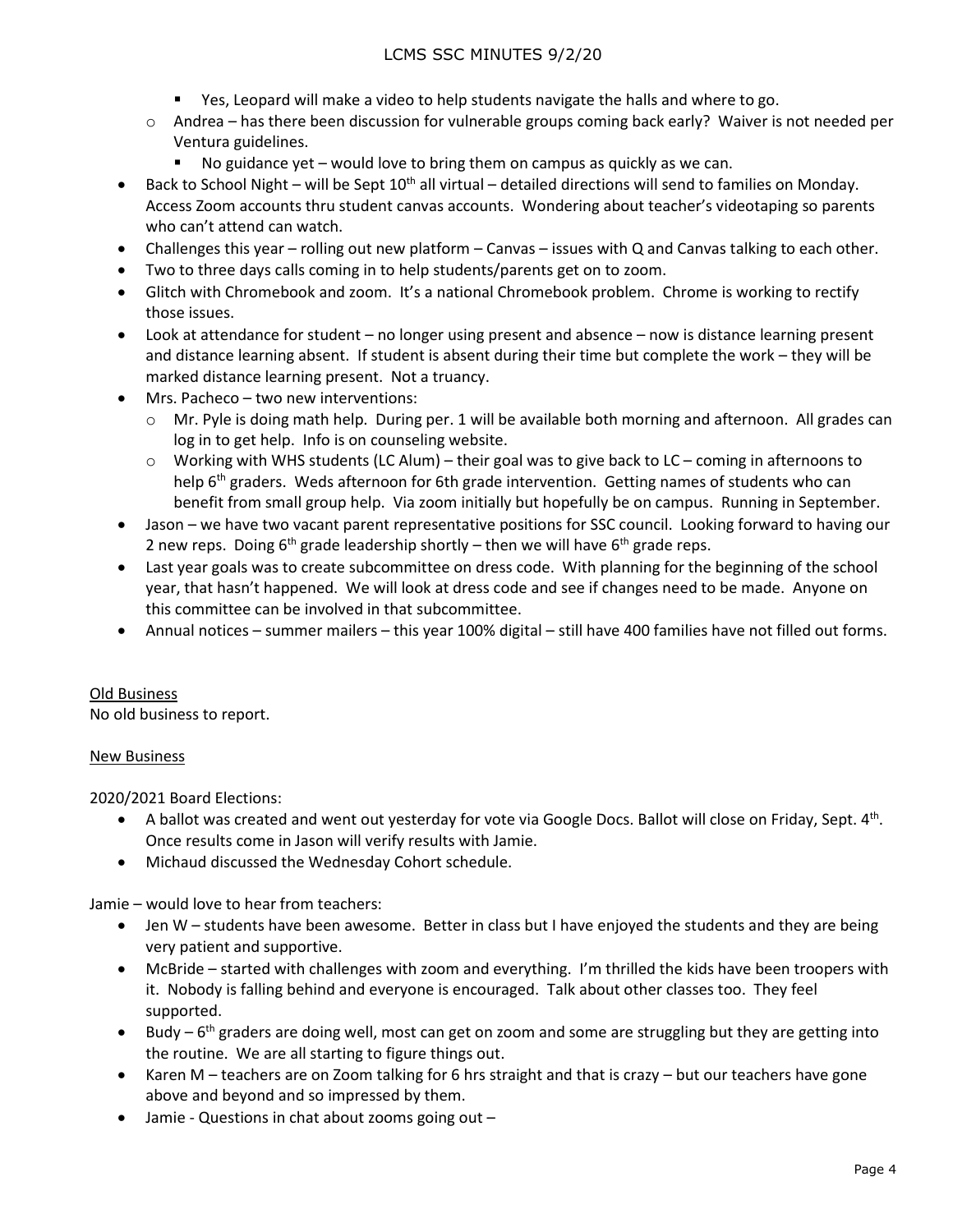- Yes, Leopard will make a video to help students navigate the halls and where to go.
  - Andrea – has there been discussion for vulnerable groups coming back early? Waiver is not needed per Ventura guidelines.
    - No guidance yet – would love to bring them on campus as quickly as we can.
- Back to School Night – will be Sept 10th all virtual – detailed directions will send to families on Monday. Access Zoom accounts thru student canvas accounts. Wondering about teacher's videotaping so parents who can't attend can watch.
- Challenges this year – rolling out new platform – Canvas – issues with Q and Canvas talking to each other.
- Two to three days calls coming in to help students/parents get on to zoom.
- Glitch with Chromebook and zoom. It's a national Chromebook problem. Chrome is working to rectify those issues.
- Look at attendance for student – no longer using present and absence – now is distance learning present and distance learning absent. If student is absent during their time but complete the work – they will be marked distance learning present. Not a truancy.
- Mrs. Pacheco – two new interventions:
  - Mr. Pyle is doing math help. During per. 1 will be available both morning and afternoon. All grades can log in to get help. Info is on counseling website.
  - Working with WHS students (LC Alum) – their goal was to give back to LC – coming in afternoons to help 6th graders. Weds afternoon for 6th grade intervention. Getting names of students who can benefit from small group help. Via zoom initially but hopefully be on campus. Running in September.
- Jason – we have two vacant parent representative positions for SSC council. Looking forward to having our 2 new reps. Doing 6th grade leadership shortly – then we will have 6th grade reps.
- Last year goals was to create subcommittee on dress code. With planning for the beginning of the school year, that hasn't happened. We will look at dress code and see if changes need to be made. Anyone on this committee can be involved in that subcommittee.
- Annual notices – summer mailers – this year 100% digital – still have 400 families have not filled out forms.

Old Business

No old business to report.

New Business

2020/2021 Board Elections:

- A ballot was created and went out yesterday for vote via Google Docs. Ballot will close on Friday, Sept. 4th. Once results come in Jason will verify results with Jamie.
- Michaud discussed the Wednesday Cohort schedule.

Jamie – would love to hear from teachers:

- Jen W – students have been awesome. Better in class but I have enjoyed the students and they are being very patient and supportive.
- McBride – started with challenges with zoom and everything. I'm thrilled the kids have been troopers with it. Nobody is falling behind and everyone is encouraged. Talk about other classes too. They feel supported.
- Budy – 6th graders are doing well, most can get on zoom and some are struggling but they are getting into the routine. We are all starting to figure things out.
- Karen M – teachers are on Zoom talking for 6 hrs straight and that is crazy – but our teachers have gone above and beyond and so impressed by them.
- Jamie - Questions in chat about zooms going out –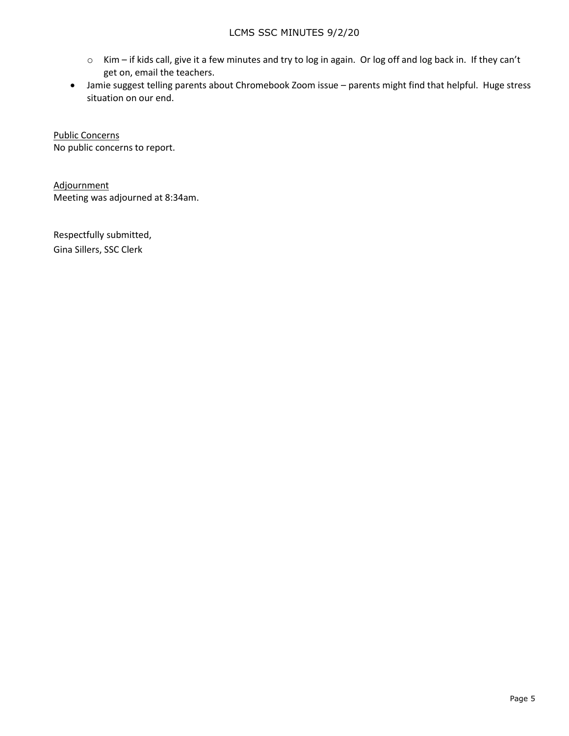- Kim – if kids call, give it a few minutes and try to log in again. Or log off and log back in. If they can't get on, email the teachers.
- Jamie suggest telling parents about Chromebook Zoom issue – parents might find that helpful. Huge stress situation on our end.

Public Concerns
No public concerns to report.

Adjournment
Meeting was adjourned at 8:34am.

Respectfully submitted,
Gina Sillers, SSC Clerk